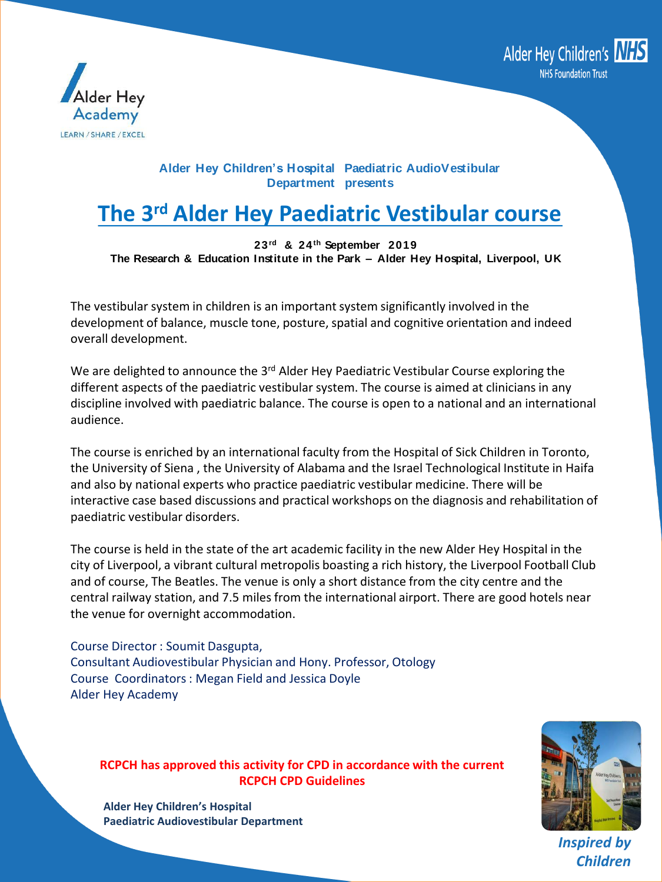Alder Hey Children's NHS Foundation Trust

Alder Hey Academy

LEARN / SHARE / EXCEL

**Alder Hey Children's Hospital Paediatric AudioVestibular Department presents**

# The 3rd Alder Hey Paediatric Vestibular course

**23rd & 24th September 2019**
**The Research & Education Institute in the Park – Alder Hey Hospital, Liverpool, UK**

The vestibular system in children is an important system significantly involved in the development of balance, muscle tone, posture, spatial and cognitive orientation and indeed overall development.

We are delighted to announce the 3rd Alder Hey Paediatric Vestibular Course exploring the different aspects of the paediatric vestibular system. The course is aimed at clinicians in any discipline involved with paediatric balance. The course is open to a national and an international audience.

The course is enriched by an international faculty from the Hospital of Sick Children in Toronto, the University of Siena , the University of Alabama and the Israel Technological Institute in Haifa and also by national experts who practice paediatric vestibular medicine. There will be interactive case based discussions and practical workshops on the diagnosis and rehabilitation of paediatric vestibular disorders.

The course is held in the state of the art academic facility in the new Alder Hey Hospital in the city of Liverpool, a vibrant cultural metropolis boasting a rich history, the Liverpool Football Club and of course, The Beatles. The venue is only a short distance from the city centre and the central railway station, and 7.5 miles from the international airport. There are good hotels near the venue for overnight accommodation.

Course Director : Soumit Dasgupta,
Consultant Audiovestibular Physician and Hony. Professor, Otology
Course Coordinators : Megan Field and Jessica Doyle
Alder Hey Academy

**RCPCH has approved this activity for CPD in accordance with the current RCPCH CPD Guidelines**

**Alder Hey Children's Hospital**
**Paediatric Audiovestibular Department**

***Inspired by Children***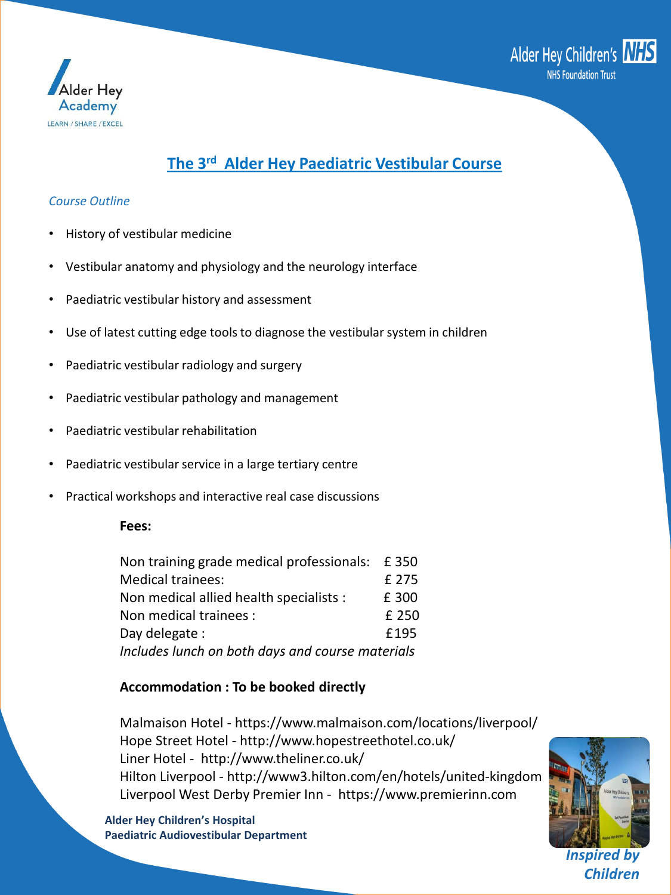Alder Hey Academy
LEARN / SHARE / EXCEL

Alder Hey Children's NHS
NHS Foundation Trust

# The 3rd Alder Hey Paediatric Vestibular Course

*Course Outline*

- History of vestibular medicine
- Vestibular anatomy and physiology and the neurology interface
- Paediatric vestibular history and assessment
- Use of latest cutting edge tools to diagnose the vestibular system in children
- Paediatric vestibular radiology and surgery
- Paediatric vestibular pathology and management
- Paediatric vestibular rehabilitation
- Paediatric vestibular service in a large tertiary centre
- Practical workshops and interactive real case discussions

**Fees:**

| | |
|---|---|
| Non training grade medical professionals: | £ 350 |
| Medical trainees: | £ 275 |
| Non medical allied health specialists : | £ 300 |
| Non medical trainees : | £ 250 |
| Day delegate : | £195 |

*Includes lunch on both days and course materials*

**Accommodation : To be booked directly**

Malmaison Hotel - https://www.malmaison.com/locations/liverpool/
Hope Street Hotel - http://www.hopestreethotel.co.uk/
Liner Hotel - http://www.theliner.co.uk/
Hilton Liverpool - http://www3.hilton.com/en/hotels/united-kingdom
Liverpool West Derby Premier Inn - https://www.premierinn.com

**Alder Hey Children's Hospital**
**Paediatric Audiovestibular Department**

***Inspired by Children***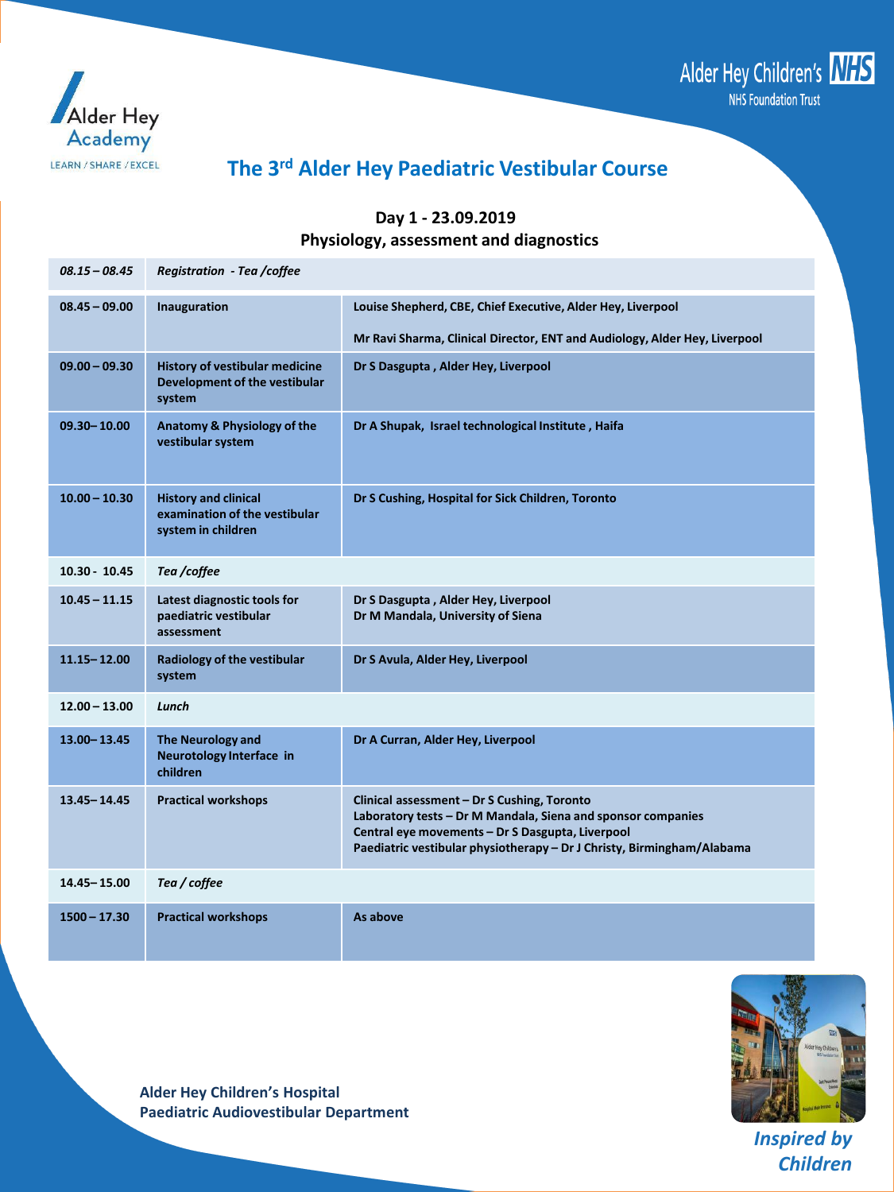Alder Hey Academy
LEARN / SHARE / EXCEL

Alder Hey Children's NHS
NHS Foundation Trust

# The 3rd Alder Hey Paediatric Vestibular Course

## Day 1 - 23.09.2019
## Physiology, assessment and diagnostics

| | | |
|---|---|---|
| *08.15 – 08.45* | *Registration - Tea /coffee* | |
| **08.45 – 09.00** | **Inauguration** | **Louise Shepherd, CBE, Chief Executive, Alder Hey, Liverpool**<br><br>**Mr Ravi Sharma, Clinical Director, ENT and Audiology, Alder Hey, Liverpool** |
| **09.00 – 09.30** | **History of vestibular medicine Development of the vestibular system** | **Dr S Dasgupta , Alder Hey, Liverpool** |
| **09.30– 10.00** | **Anatomy & Physiology of the vestibular system** | **Dr A Shupak, Israel technological Institute , Haifa** |
| **10.00 – 10.30** | **History and clinical examination of the vestibular system in children** | **Dr S Cushing, Hospital for Sick Children, Toronto** |
| **10.30 - 10.45** | ***Tea /coffee*** | |
| **10.45 – 11.15** | **Latest diagnostic tools for paediatric vestibular assessment** | **Dr S Dasgupta , Alder Hey, Liverpool**<br>**Dr M Mandala, University of Siena** |
| **11.15– 12.00** | **Radiology of the vestibular system** | **Dr S Avula, Alder Hey, Liverpool** |
| **12.00 – 13.00** | ***Lunch*** | |
| **13.00– 13.45** | **The Neurology and Neurotology Interface in children** | **Dr A Curran, Alder Hey, Liverpool** |
| **13.45– 14.45** | **Practical workshops** | **Clinical assessment – Dr S Cushing, Toronto**<br>**Laboratory tests – Dr M Mandala, Siena and sponsor companies**<br>**Central eye movements – Dr S Dasgupta, Liverpool**<br>**Paediatric vestibular physiotherapy – Dr J Christy, Birmingham/Alabama** |
| **14.45– 15.00** | ***Tea / coffee*** | |
| **1500 – 17.30** | **Practical workshops** | **As above** |

**Alder Hey Children's Hospital**
**Paediatric Audiovestibular Department**

***Inspired by Children***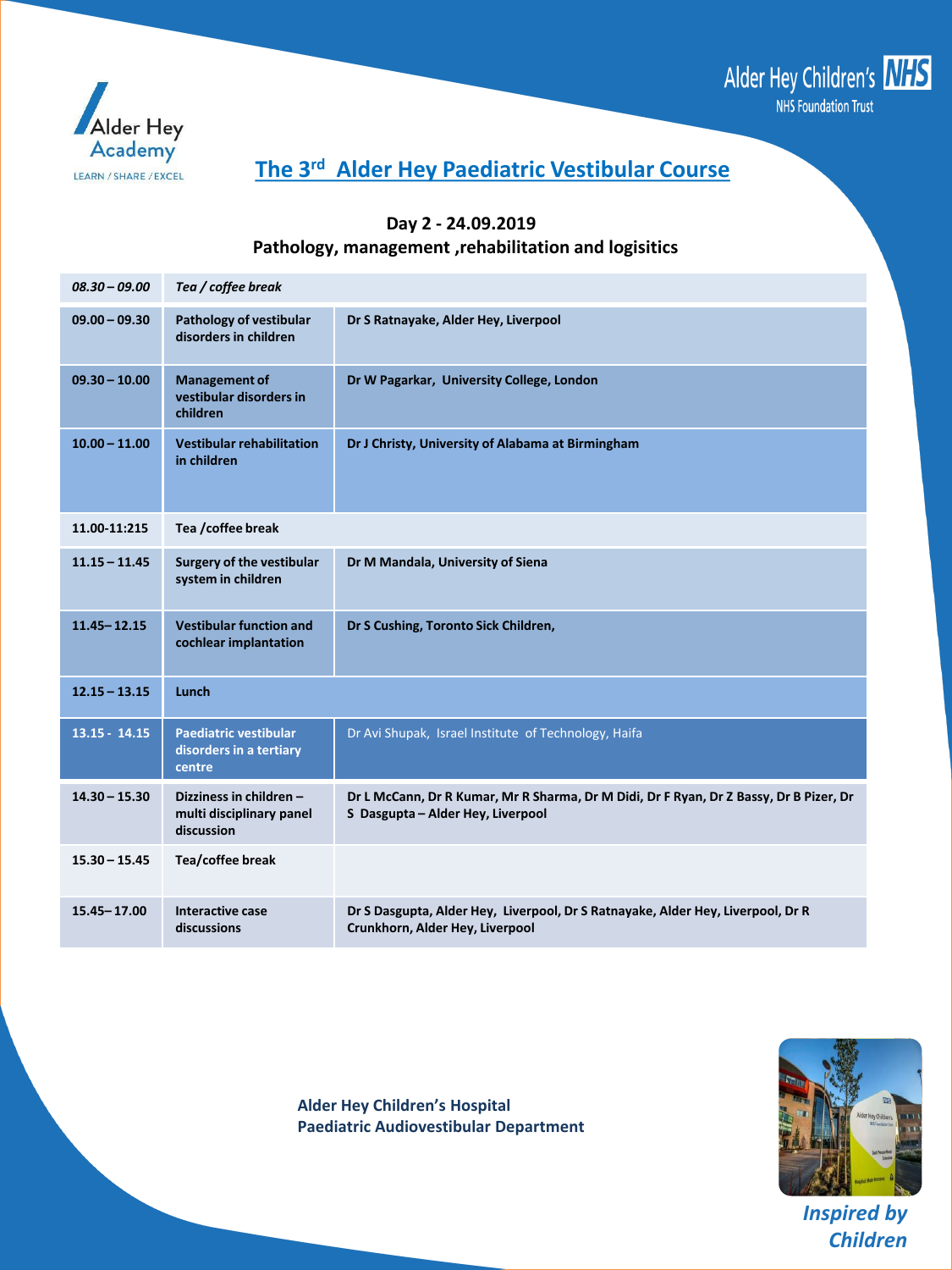Alder Hey Academy
LEARN / SHARE / EXCEL

Alder Hey Children's NHS
NHS Foundation Trust

# The 3rd Alder Hey Paediatric Vestibular Course

### Day 2 - 24.09.2019
### Pathology, management ,rehabilitation and logisitics

| | | |
|---|---|---|
| *08.30 – 09.00* | *Tea / coffee break* | |
| 09.00 – 09.30 | Pathology of vestibular disorders in children | Dr S Ratnayake, Alder Hey, Liverpool |
| 09.30 – 10.00 | Management of vestibular disorders in children | Dr W Pagarkar, University College, London |
| 10.00 – 11.00 | Vestibular rehabilitation in children | Dr J Christy, University of Alabama at Birmingham |
| 11.00-11:215 | Tea /coffee break | |
| 11.15 – 11.45 | Surgery of the vestibular system in children | Dr M Mandala, University of Siena |
| 11.45– 12.15 | Vestibular function and cochlear implantation | Dr S Cushing, Toronto Sick Children, |
| 12.15 – 13.15 | Lunch | |
| 13.15 - 14.15 | Paediatric vestibular disorders in a tertiary centre | Dr Avi Shupak, Israel Institute of Technology, Haifa |
| 14.30 – 15.30 | Dizziness in children – multi disciplinary panel discussion | Dr L McCann, Dr R Kumar, Mr R Sharma, Dr M Didi, Dr F Ryan, Dr Z Bassy, Dr B Pizer, Dr S Dasgupta – Alder Hey, Liverpool |
| 15.30 – 15.45 | Tea/coffee break | |
| 15.45– 17.00 | Interactive case discussions | Dr S Dasgupta, Alder Hey, Liverpool, Dr S Ratnayake, Alder Hey, Liverpool, Dr R Crunkhorn, Alder Hey, Liverpool |

**Alder Hey Children's Hospital**
**Paediatric Audiovestibular Department**

***Inspired by Children***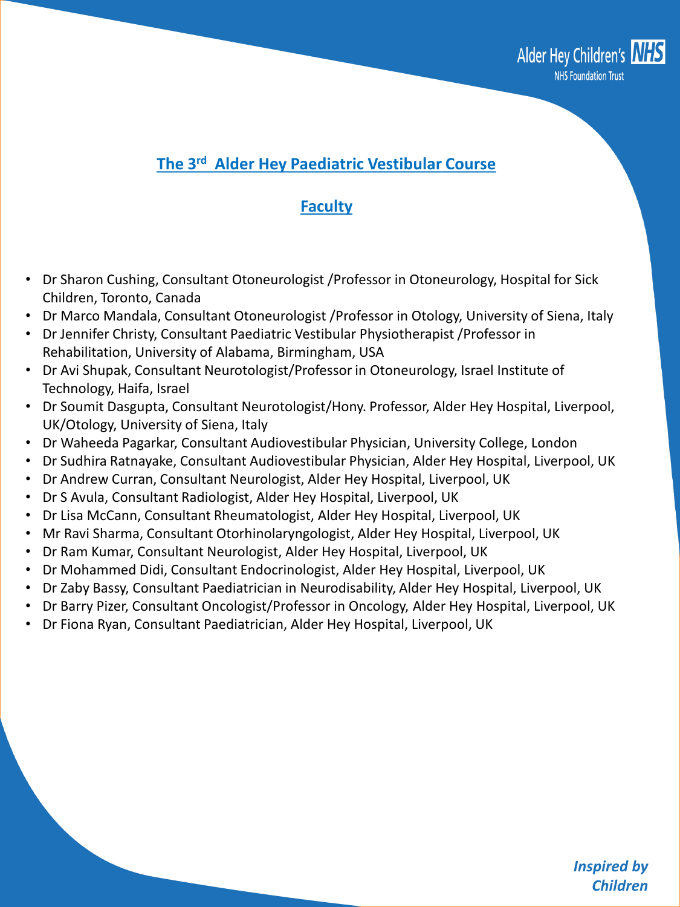## The 3rd Alder Hey Paediatric Vestibular Course

## Faculty

- Dr Sharon Cushing, Consultant Otoneurologist /Professor in Otoneurology, Hospital for Sick Children, Toronto, Canada
- Dr Marco Mandala, Consultant Otoneurologist /Professor in Otology, University of Siena, Italy
- Dr Jennifer Christy, Consultant Paediatric Vestibular Physiotherapist /Professor in Rehabilitation, University of Alabama, Birmingham, USA
- Dr Avi Shupak, Consultant Neurotologist/Professor in Otoneurology, Israel Institute of Technology, Haifa, Israel
- Dr Soumit Dasgupta, Consultant Neurotologist/Hony. Professor, Alder Hey Hospital, Liverpool, UK/Otology, University of Siena, Italy
- Dr Waheeda Pagarkar, Consultant Audiovestibular Physician, University College, London
- Dr Sudhira Ratnayake, Consultant Audiovestibular Physician, Alder Hey Hospital, Liverpool, UK
- Dr Andrew Curran, Consultant Neurologist, Alder Hey Hospital, Liverpool, UK
- Dr S Avula, Consultant Radiologist, Alder Hey Hospital, Liverpool, UK
- Dr Lisa McCann, Consultant Rheumatologist, Alder Hey Hospital, Liverpool, UK
- Mr Ravi Sharma, Consultant Otorhinolaryngologist, Alder Hey Hospital, Liverpool, UK
- Dr Ram Kumar, Consultant Neurologist, Alder Hey Hospital, Liverpool, UK
- Dr Mohammed Didi, Consultant Endocrinologist, Alder Hey Hospital, Liverpool, UK
- Dr Zaby Bassy, Consultant Paediatrician in Neurodisability, Alder Hey Hospital, Liverpool, UK
- Dr Barry Pizer, Consultant Oncologist/Professor in Oncology, Alder Hey Hospital, Liverpool, UK
- Dr Fiona Ryan, Consultant Paediatrician, Alder Hey Hospital, Liverpool, UK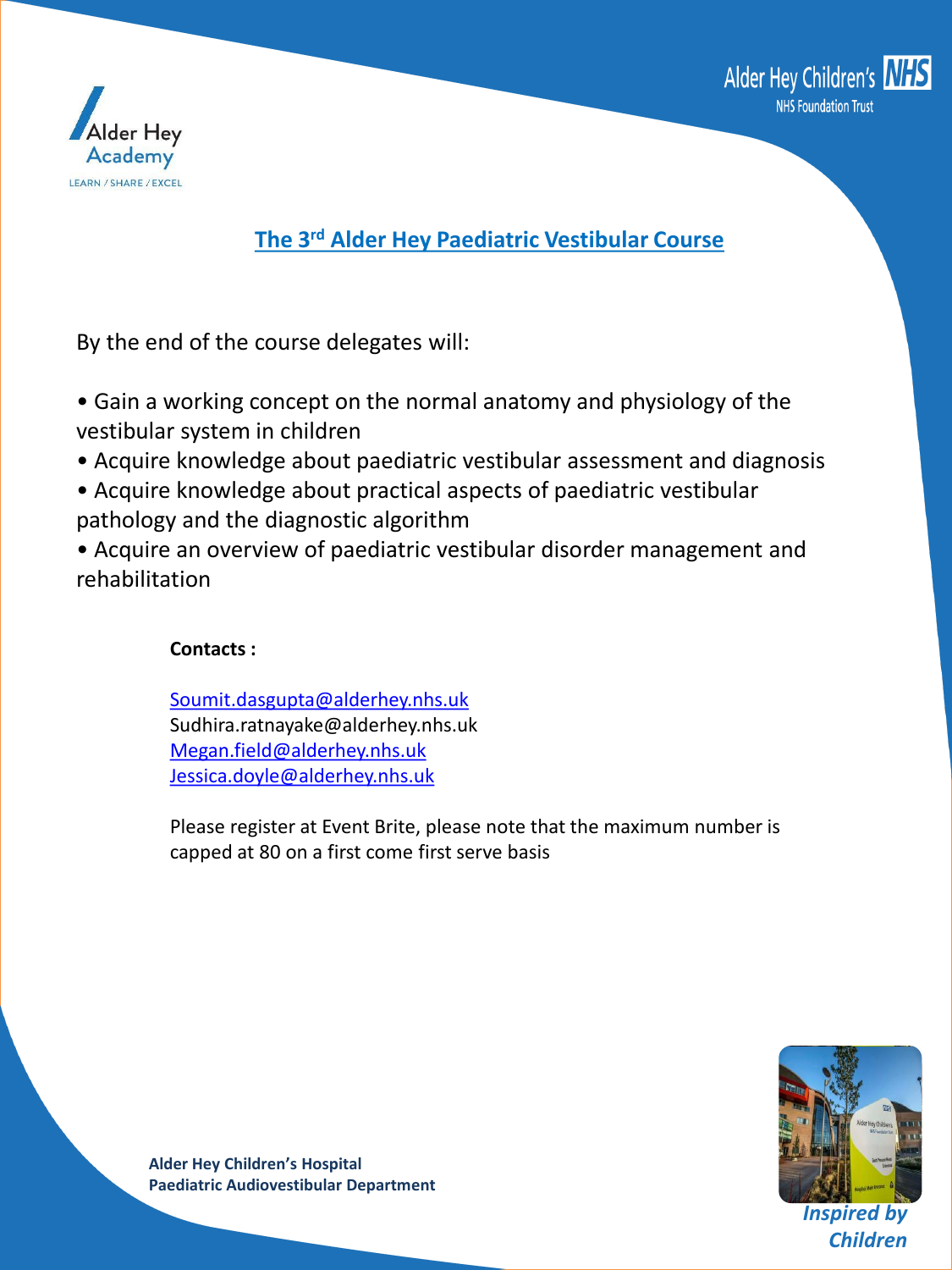Alder Hey Academy

LEARN / SHARE / EXCEL

Alder Hey Children's NHS

NHS Foundation Trust

# The 3rd Alder Hey Paediatric Vestibular Course

By the end of the course delegates will:

- Gain a working concept on the normal anatomy and physiology of the vestibular system in children
- Acquire knowledge about paediatric vestibular assessment and diagnosis
- Acquire knowledge about practical aspects of paediatric vestibular pathology and the diagnostic algorithm
- Acquire an overview of paediatric vestibular disorder management and rehabilitation

**Contacts :**

Soumit.dasgupta@alderhey.nhs.uk
Sudhira.ratnayake@alderhey.nhs.uk
Megan.field@alderhey.nhs.uk
Jessica.doyle@alderhey.nhs.uk

Please register at Event Brite, please note that the maximum number is capped at 80 on a first come first serve basis

**Alder Hey Children's Hospital**
**Paediatric Audiovestibular Department**

***Inspired by Children***